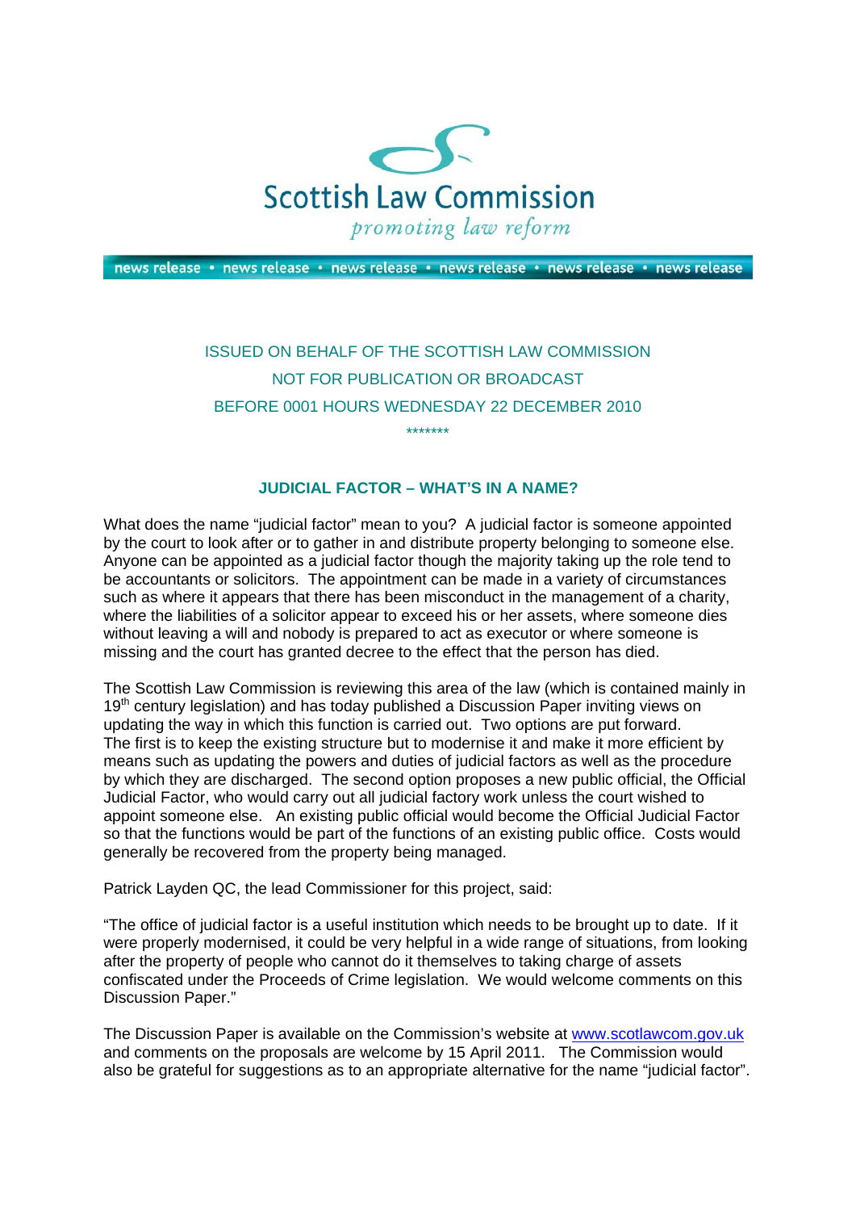Scottish Law Commission

*promoting law reform*

news release • news release • news release • news release • news release • news release

ISSUED ON BEHALF OF THE SCOTTISH LAW COMMISSION

NOT FOR PUBLICATION OR BROADCAST

BEFORE 0001 HOURS WEDNESDAY 22 DECEMBER 2010

*******

**JUDICIAL FACTOR – WHAT'S IN A NAME?**

What does the name "judicial factor" mean to you? A judicial factor is someone appointed by the court to look after or to gather in and distribute property belonging to someone else. Anyone can be appointed as a judicial factor though the majority taking up the role tend to be accountants or solicitors. The appointment can be made in a variety of circumstances such as where it appears that there has been misconduct in the management of a charity, where the liabilities of a solicitor appear to exceed his or her assets, where someone dies without leaving a will and nobody is prepared to act as executor or where someone is missing and the court has granted decree to the effect that the person has died.

The Scottish Law Commission is reviewing this area of the law (which is contained mainly in 19th century legislation) and has today published a Discussion Paper inviting views on updating the way in which this function is carried out. Two options are put forward. The first is to keep the existing structure but to modernise it and make it more efficient by means such as updating the powers and duties of judicial factors as well as the procedure by which they are discharged. The second option proposes a new public official, the Official Judicial Factor, who would carry out all judicial factory work unless the court wished to appoint someone else. An existing public official would become the Official Judicial Factor so that the functions would be part of the functions of an existing public office. Costs would generally be recovered from the property being managed.

Patrick Layden QC, the lead Commissioner for this project, said:

"The office of judicial factor is a useful institution which needs to be brought up to date. If it were properly modernised, it could be very helpful in a wide range of situations, from looking after the property of people who cannot do it themselves to taking charge of assets confiscated under the Proceeds of Crime legislation. We would welcome comments on this Discussion Paper."

The Discussion Paper is available on the Commission's website at www.scotlawcom.gov.uk and comments on the proposals are welcome by 15 April 2011. The Commission would also be grateful for suggestions as to an appropriate alternative for the name "judicial factor".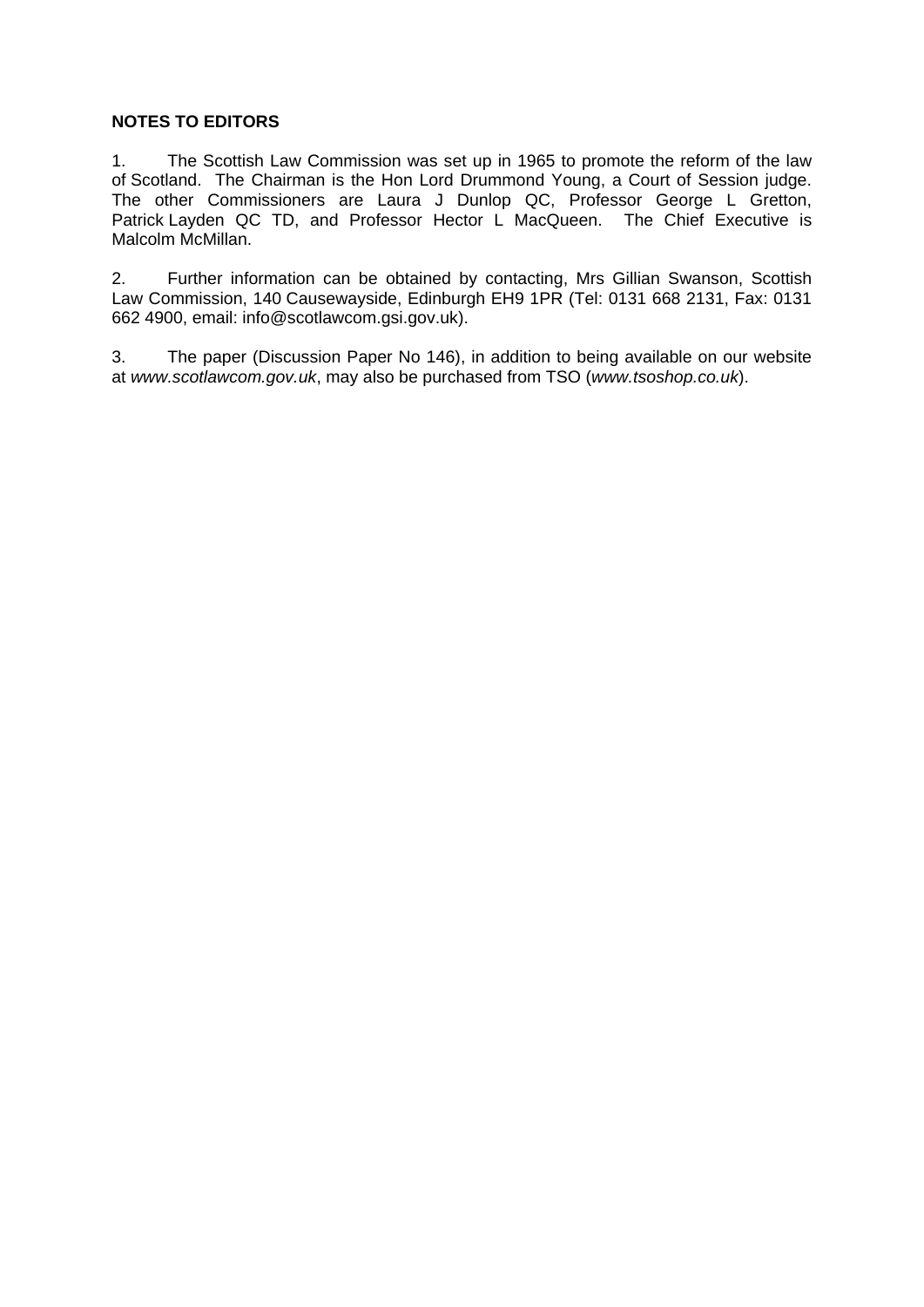**NOTES TO EDITORS**

1. The Scottish Law Commission was set up in 1965 to promote the reform of the law of Scotland. The Chairman is the Hon Lord Drummond Young, a Court of Session judge. The other Commissioners are Laura J Dunlop QC, Professor George L Gretton, Patrick Layden QC TD, and Professor Hector L MacQueen. The Chief Executive is Malcolm McMillan.

2. Further information can be obtained by contacting, Mrs Gillian Swanson, Scottish Law Commission, 140 Causewayside, Edinburgh EH9 1PR (Tel: 0131 668 2131, Fax: 0131 662 4900, email: info@scotlawcom.gsi.gov.uk).

3. The paper (Discussion Paper No 146), in addition to being available on our website at *www.scotlawcom.gov.uk*, may also be purchased from TSO (*www.tsoshop.co.uk*).